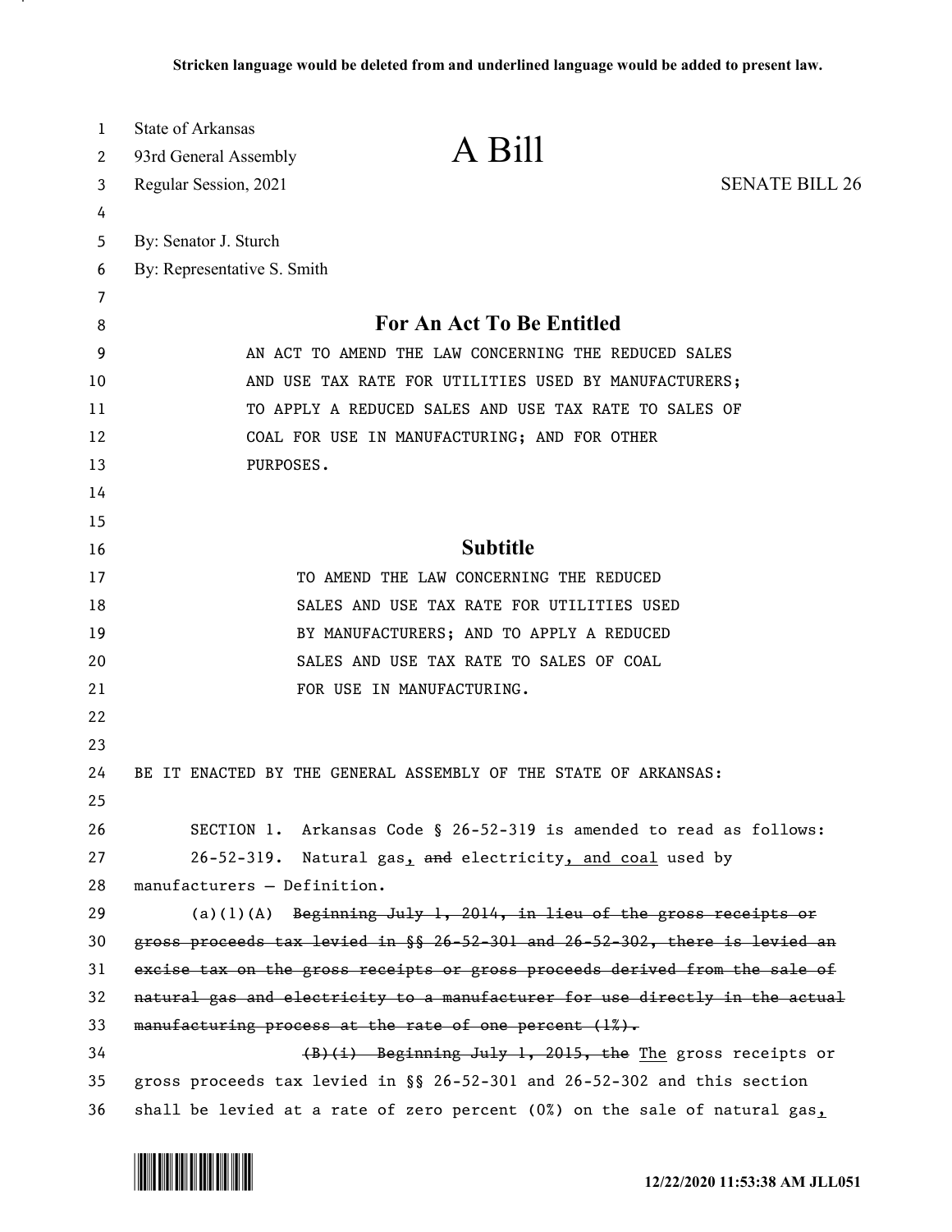Stricken language would be deleted from and underlined language would be added to present law.

State of Arkansas
93rd General Assembly
Regular Session, 2021

# A Bill

SENATE BILL 26

By: Senator J. Sturch
By: Representative S. Smith

## For An Act To Be Entitled

AN ACT TO AMEND THE LAW CONCERNING THE REDUCED SALES AND USE TAX RATE FOR UTILITIES USED BY MANUFACTURERS; TO APPLY A REDUCED SALES AND USE TAX RATE TO SALES OF COAL FOR USE IN MANUFACTURING; AND FOR OTHER PURPOSES.

## Subtitle

TO AMEND THE LAW CONCERNING THE REDUCED SALES AND USE TAX RATE FOR UTILITIES USED BY MANUFACTURERS; AND TO APPLY A REDUCED SALES AND USE TAX RATE TO SALES OF COAL FOR USE IN MANUFACTURING.

BE IT ENACTED BY THE GENERAL ASSEMBLY OF THE STATE OF ARKANSAS:

SECTION 1. Arkansas Code § 26-52-319 is amended to read as follows:

26-52-319. Natural gas<u>,</u> ~~and~~ electricity<u>, and coal</u> used by manufacturers — Definition.

(a)(1)(A) ~~Beginning July 1, 2014, in lieu of the gross receipts or gross proceeds tax levied in §§ 26-52-301 and 26-52-302, there is levied an excise tax on the gross receipts or gross proceeds derived from the sale of natural gas and electricity to a manufacturer for use directly in the actual manufacturing process at the rate of one percent (1%).~~

~~(B)(i) Beginning July 1, 2015, the~~ <u>The</u> gross receipts or gross proceeds tax levied in §§ 26-52-301 and 26-52-302 and this section shall be levied at a rate of zero percent (0%) on the sale of natural gas<u>,</u>

12/22/2020 11:53:38 AM JLL051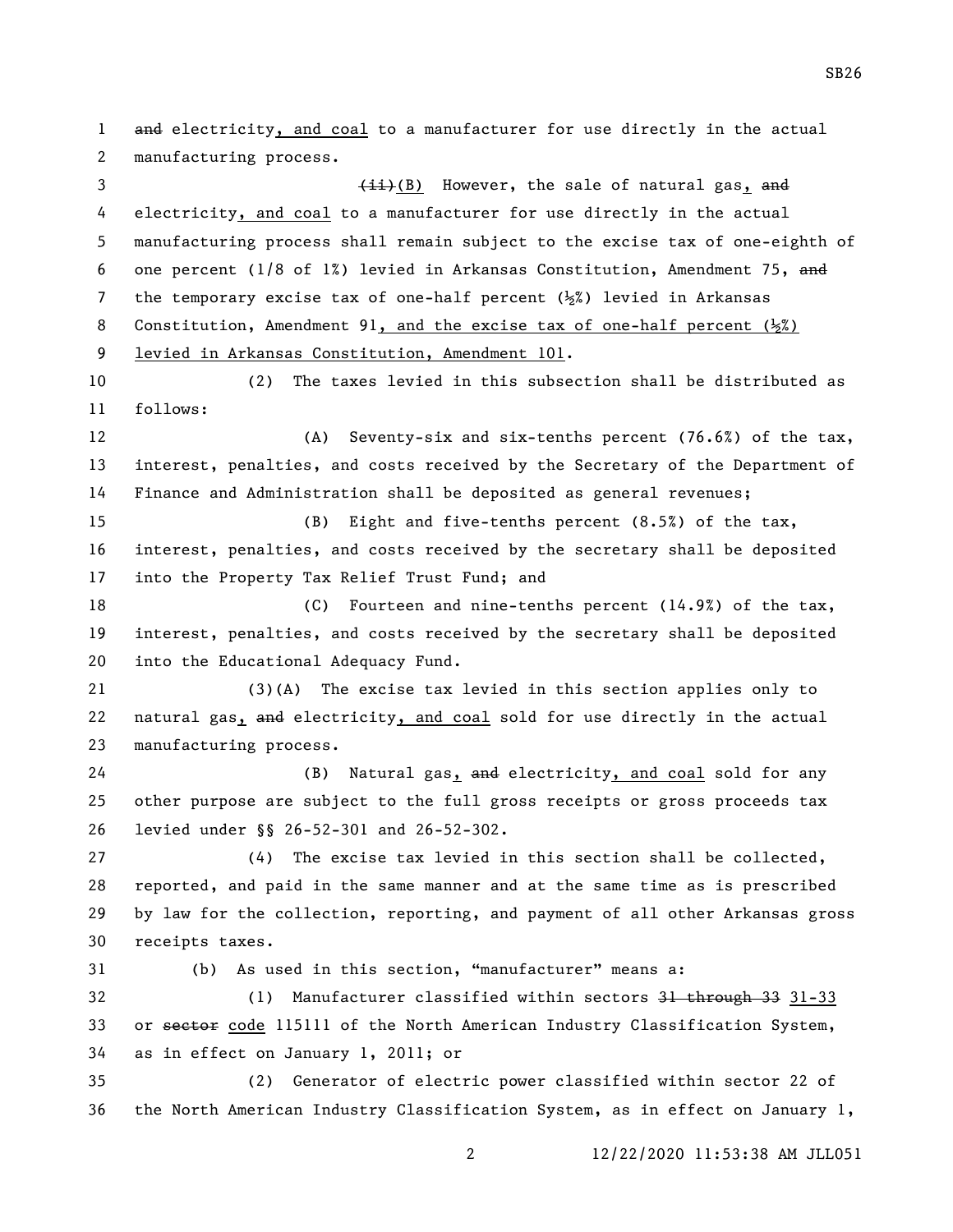~~and~~ electricity, and coal to a manufacturer for use directly in the actual manufacturing process.

~~(ii)~~(B) However, the sale of natural gas, ~~and~~ electricity, and coal to a manufacturer for use directly in the actual manufacturing process shall remain subject to the excise tax of one-eighth of one percent (1/8 of 1%) levied in Arkansas Constitution, Amendment 75, ~~and~~ the temporary excise tax of one-half percent (½%) levied in Arkansas Constitution, Amendment 91, and the excise tax of one-half percent (½%) levied in Arkansas Constitution, Amendment 101.

(2) The taxes levied in this subsection shall be distributed as follows:

(A) Seventy-six and six-tenths percent (76.6%) of the tax, interest, penalties, and costs received by the Secretary of the Department of Finance and Administration shall be deposited as general revenues;

(B) Eight and five-tenths percent (8.5%) of the tax, interest, penalties, and costs received by the secretary shall be deposited into the Property Tax Relief Trust Fund; and

(C) Fourteen and nine-tenths percent (14.9%) of the tax, interest, penalties, and costs received by the secretary shall be deposited into the Educational Adequacy Fund.

(3)(A) The excise tax levied in this section applies only to natural gas, ~~and~~ electricity, and coal sold for use directly in the actual manufacturing process.

(B) Natural gas, ~~and~~ electricity, and coal sold for any other purpose are subject to the full gross receipts or gross proceeds tax levied under §§ 26-52-301 and 26-52-302.

(4) The excise tax levied in this section shall be collected, reported, and paid in the same manner and at the same time as is prescribed by law for the collection, reporting, and payment of all other Arkansas gross receipts taxes.

(b) As used in this section, "manufacturer" means a:

(1) Manufacturer classified within sectors ~~31 through 33~~ 31-33 or ~~sector~~ code 115111 of the North American Industry Classification System, as in effect on January 1, 2011; or

(2) Generator of electric power classified within sector 22 of the North American Industry Classification System, as in effect on January 1,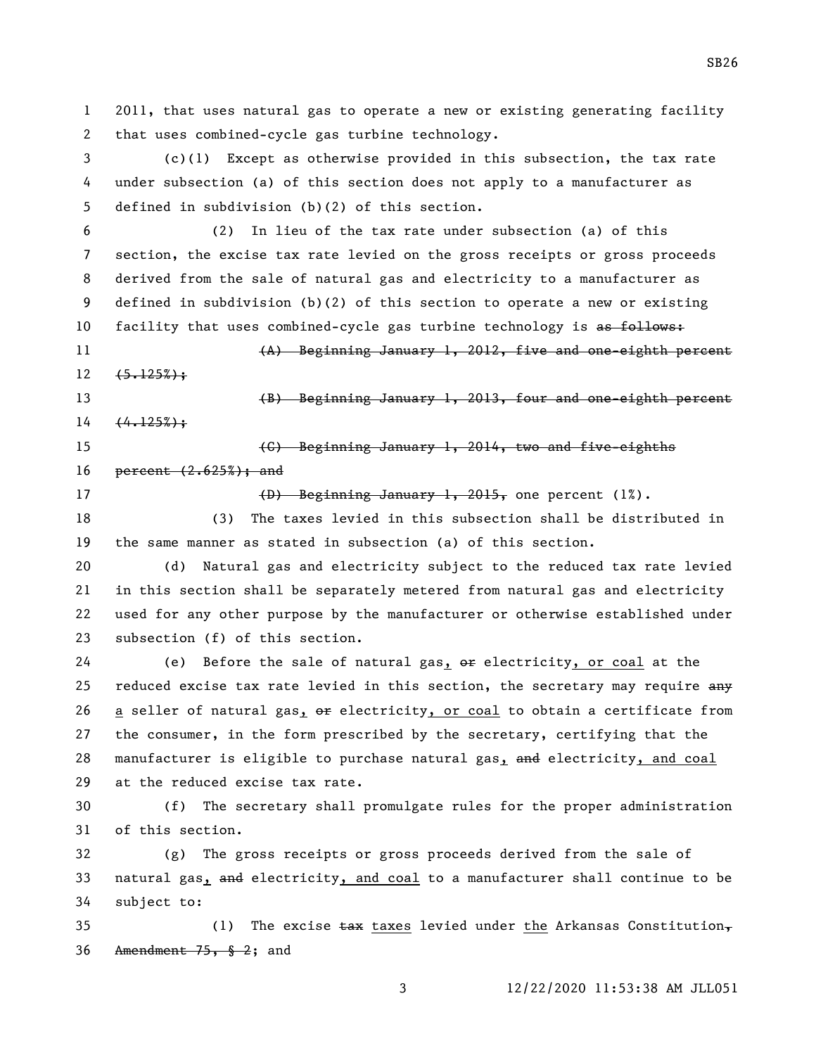2011, that uses natural gas to operate a new or existing generating facility that uses combined-cycle gas turbine technology.

(c)(1) Except as otherwise provided in this subsection, the tax rate under subsection (a) of this section does not apply to a manufacturer as defined in subdivision (b)(2) of this section.

(2) In lieu of the tax rate under subsection (a) of this section, the excise tax rate levied on the gross receipts or gross proceeds derived from the sale of natural gas and electricity to a manufacturer as defined in subdivision (b)(2) of this section to operate a new or existing facility that uses combined-cycle gas turbine technology is ~~as follows:~~

~~(A) Beginning January 1, 2012, five and one-eighth percent (5.125%);~~

~~(B) Beginning January 1, 2013, four and one-eighth percent (4.125%);~~

~~(C) Beginning January 1, 2014, two and five-eighths percent (2.625%); and~~

~~(D) Beginning January 1, 2015,~~ one percent (1%).

(3) The taxes levied in this subsection shall be distributed in the same manner as stated in subsection (a) of this section.

(d) Natural gas and electricity subject to the reduced tax rate levied in this section shall be separately metered from natural gas and electricity used for any other purpose by the manufacturer or otherwise established under subsection (f) of this section.

(e) Before the sale of natural gas, ~~or~~ electricity, or coal at the reduced excise tax rate levied in this section, the secretary may require ~~any~~ a seller of natural gas, ~~or~~ electricity, or coal to obtain a certificate from the consumer, in the form prescribed by the secretary, certifying that the manufacturer is eligible to purchase natural gas, ~~and~~ electricity, and coal at the reduced excise tax rate.

(f) The secretary shall promulgate rules for the proper administration of this section.

(g) The gross receipts or gross proceeds derived from the sale of natural gas, ~~and~~ electricity, and coal to a manufacturer shall continue to be subject to:

(1) The excise ~~tax~~ taxes levied under the Arkansas Constitution~~, Amendment 75, § 2~~; and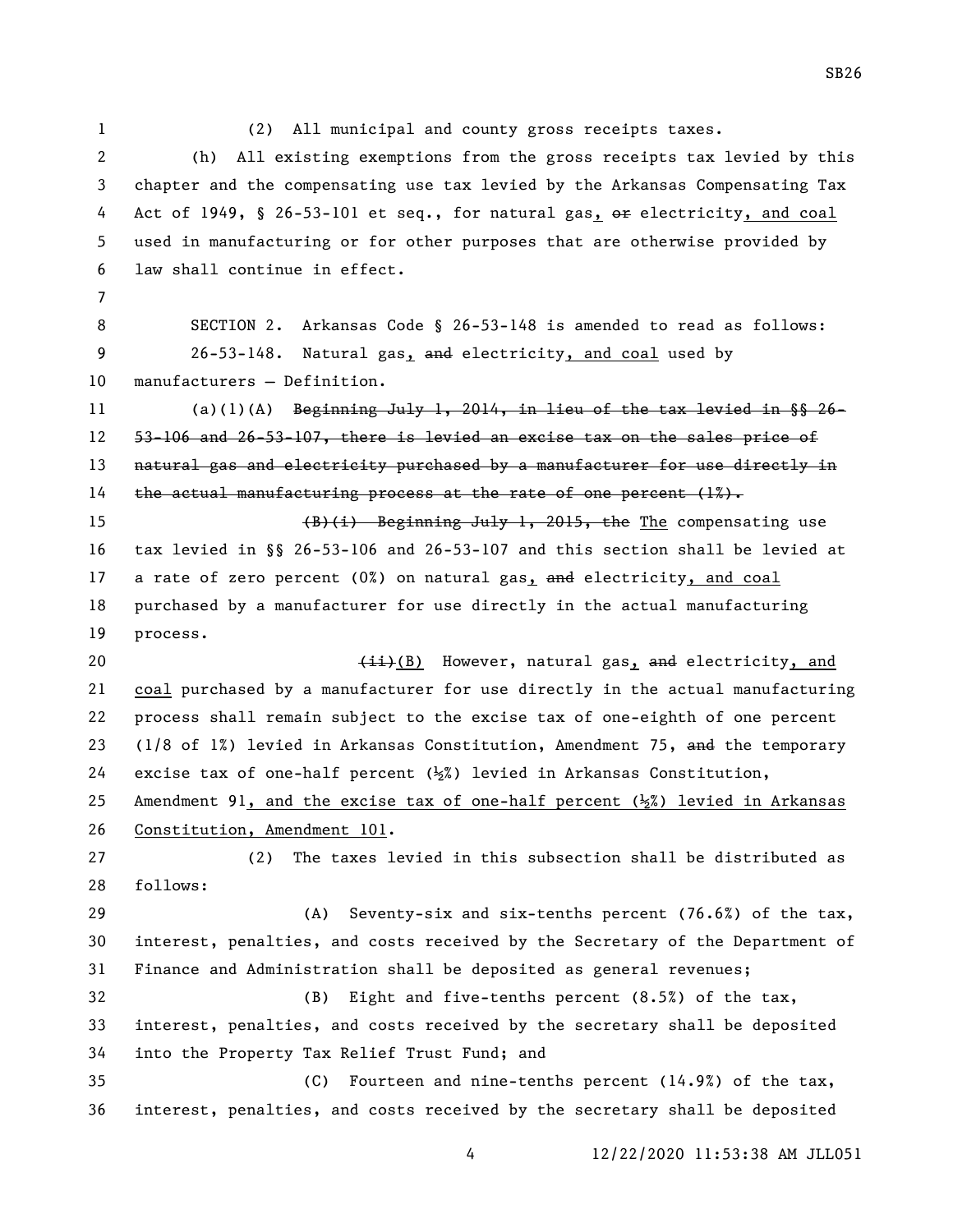(2) All municipal and county gross receipts taxes.

(h) All existing exemptions from the gross receipts tax levied by this chapter and the compensating use tax levied by the Arkansas Compensating Tax Act of 1949, § 26-53-101 et seq., for natural gas, ~~or~~ electricity, and coal used in manufacturing or for other purposes that are otherwise provided by law shall continue in effect.

SECTION 2. Arkansas Code § 26-53-148 is amended to read as follows:

26-53-148. Natural gas, ~~and~~ electricity, and coal used by manufacturers — Definition.

(a)(1)(A) ~~Beginning July 1, 2014, in lieu of the tax levied in §§ 26-53-106 and 26-53-107, there is levied an excise tax on the sales price of natural gas and electricity purchased by a manufacturer for use directly in the actual manufacturing process at the rate of one percent (1%).~~

~~(B)(i) Beginning July 1, 2015, the~~ The compensating use tax levied in §§ 26-53-106 and 26-53-107 and this section shall be levied at a rate of zero percent (0%) on natural gas, ~~and~~ electricity, and coal purchased by a manufacturer for use directly in the actual manufacturing process.

~~(ii)~~(B) However, natural gas, ~~and~~ electricity, and coal purchased by a manufacturer for use directly in the actual manufacturing process shall remain subject to the excise tax of one-eighth of one percent (1/8 of 1%) levied in Arkansas Constitution, Amendment 75, ~~and~~ the temporary excise tax of one-half percent (½%) levied in Arkansas Constitution, Amendment 91, and the excise tax of one-half percent (½%) levied in Arkansas Constitution, Amendment 101.

(2) The taxes levied in this subsection shall be distributed as follows:

(A) Seventy-six and six-tenths percent (76.6%) of the tax, interest, penalties, and costs received by the Secretary of the Department of Finance and Administration shall be deposited as general revenues;

(B) Eight and five-tenths percent (8.5%) of the tax, interest, penalties, and costs received by the secretary shall be deposited into the Property Tax Relief Trust Fund; and

(C) Fourteen and nine-tenths percent (14.9%) of the tax, interest, penalties, and costs received by the secretary shall be deposited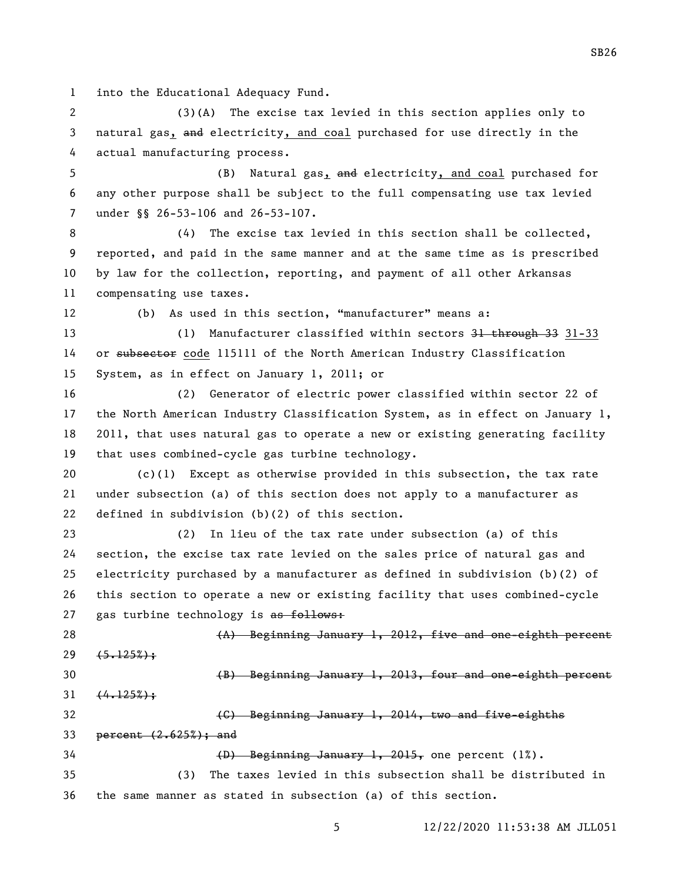into the Educational Adequacy Fund.

(3)(A) The excise tax levied in this section applies only to natural gas, ~~and~~ electricity, and coal purchased for use directly in the actual manufacturing process.

(B) Natural gas, ~~and~~ electricity, and coal purchased for any other purpose shall be subject to the full compensating use tax levied under §§ 26-53-106 and 26-53-107.

(4) The excise tax levied in this section shall be collected, reported, and paid in the same manner and at the same time as is prescribed by law for the collection, reporting, and payment of all other Arkansas compensating use taxes.

(b) As used in this section, "manufacturer" means a:

(1) Manufacturer classified within sectors ~~31 through 33~~ 31-33 or ~~subsector~~ code 115111 of the North American Industry Classification System, as in effect on January 1, 2011; or

(2) Generator of electric power classified within sector 22 of the North American Industry Classification System, as in effect on January 1, 2011, that uses natural gas to operate a new or existing generating facility that uses combined-cycle gas turbine technology.

(c)(1) Except as otherwise provided in this subsection, the tax rate under subsection (a) of this section does not apply to a manufacturer as defined in subdivision (b)(2) of this section.

(2) In lieu of the tax rate under subsection (a) of this section, the excise tax rate levied on the sales price of natural gas and electricity purchased by a manufacturer as defined in subdivision (b)(2) of this section to operate a new or existing facility that uses combined-cycle gas turbine technology is ~~as follows:~~

~~(A) Beginning January 1, 2012, five and one-eighth percent (5.125%);~~

~~(B) Beginning January 1, 2013, four and one-eighth percent (4.125%);~~

~~(C) Beginning January 1, 2014, two and five-eighths percent (2.625%); and~~

~~(D) Beginning January 1, 2015,~~ one percent (1%).

(3) The taxes levied in this subsection shall be distributed in the same manner as stated in subsection (a) of this section.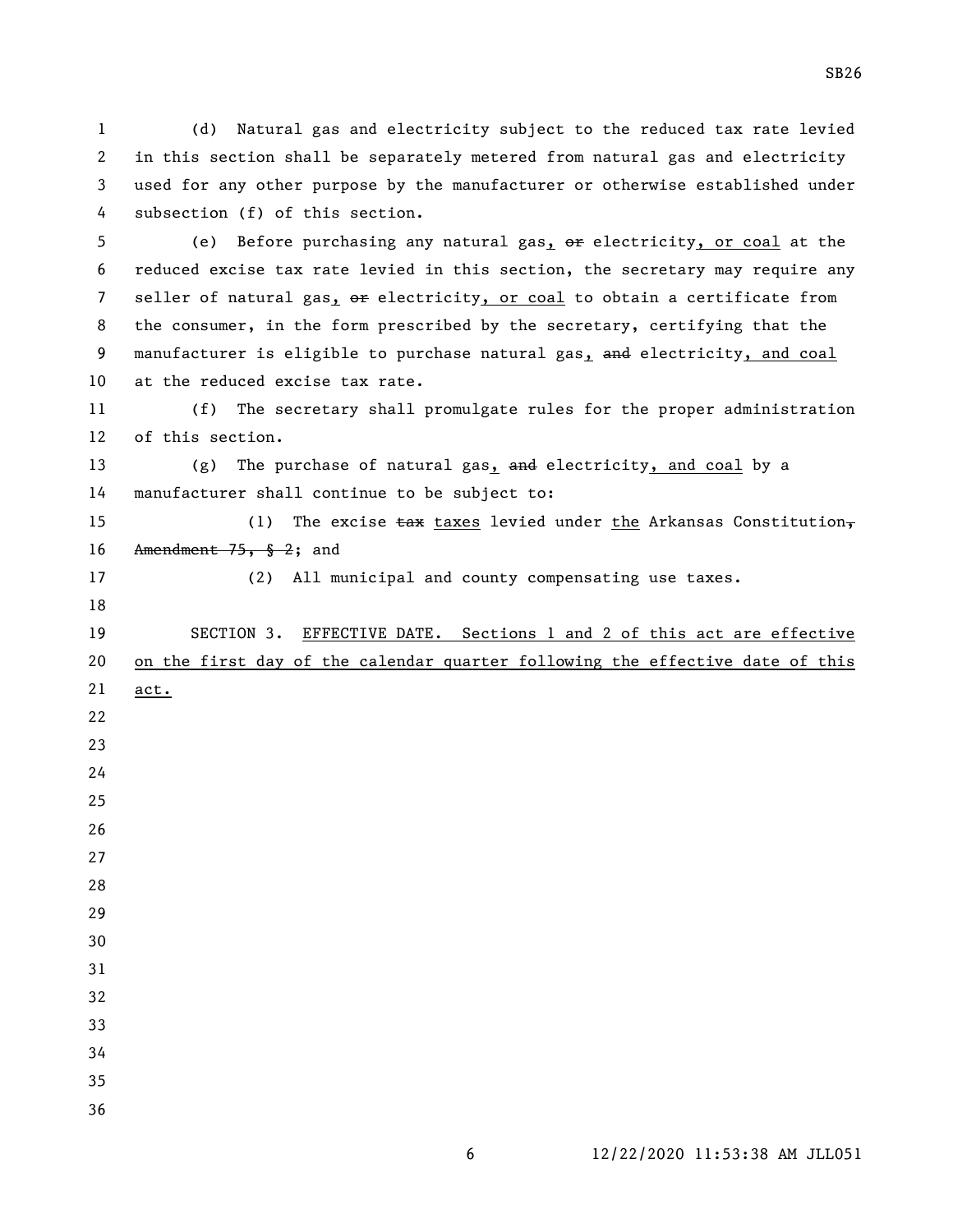(d) Natural gas and electricity subject to the reduced tax rate levied in this section shall be separately metered from natural gas and electricity used for any other purpose by the manufacturer or otherwise established under subsection (f) of this section.

(e) Before purchasing any natural gas, ~~or~~ electricity, or coal at the reduced excise tax rate levied in this section, the secretary may require any seller of natural gas, ~~or~~ electricity, or coal to obtain a certificate from the consumer, in the form prescribed by the secretary, certifying that the manufacturer is eligible to purchase natural gas, ~~and~~ electricity, and coal at the reduced excise tax rate.

(f) The secretary shall promulgate rules for the proper administration of this section.

(g) The purchase of natural gas, ~~and~~ electricity, and coal by a manufacturer shall continue to be subject to:

(1) The excise ~~tax~~ taxes levied under the Arkansas Constitution~~, Amendment 75, § 2~~; and

(2) All municipal and county compensating use taxes.

SECTION 3. EFFECTIVE DATE. Sections 1 and 2 of this act are effective on the first day of the calendar quarter following the effective date of this act.